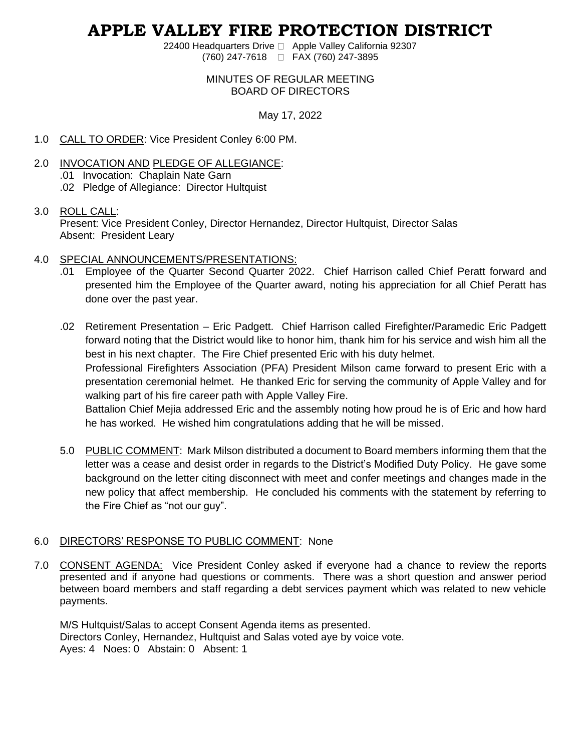# APPLE VALLEY FIRE PROTECTION DISTRICT

22400 Headquarters Drive  Apple Valley California 92307
(760) 247-7618  FAX (760) 247-3895

MINUTES OF REGULAR MEETING
BOARD OF DIRECTORS

May 17, 2022

1.0 CALL TO ORDER: Vice President Conley 6:00 PM.

2.0 INVOCATION AND PLEDGE OF ALLEGIANCE:
.01 Invocation: Chaplain Nate Garn
.02 Pledge of Allegiance: Director Hultquist

3.0 ROLL CALL:
Present: Vice President Conley, Director Hernandez, Director Hultquist, Director Salas
Absent: President Leary

4.0 SPECIAL ANNOUNCEMENTS/PRESENTATIONS:
.01 Employee of the Quarter Second Quarter 2022. Chief Harrison called Chief Peratt forward and presented him the Employee of the Quarter award, noting his appreciation for all Chief Peratt has done over the past year.

.02 Retirement Presentation – Eric Padgett. Chief Harrison called Firefighter/Paramedic Eric Padgett forward noting that the District would like to honor him, thank him for his service and wish him all the best in his next chapter. The Fire Chief presented Eric with his duty helmet.
Professional Firefighters Association (PFA) President Milson came forward to present Eric with a presentation ceremonial helmet. He thanked Eric for serving the community of Apple Valley and for walking part of his fire career path with Apple Valley Fire.
Battalion Chief Mejia addressed Eric and the assembly noting how proud he is of Eric and how hard he has worked. He wished him congratulations adding that he will be missed.

5.0 PUBLIC COMMENT: Mark Milson distributed a document to Board members informing them that the letter was a cease and desist order in regards to the District's Modified Duty Policy. He gave some background on the letter citing disconnect with meet and confer meetings and changes made in the new policy that affect membership. He concluded his comments with the statement by referring to the Fire Chief as "not our guy".

6.0 DIRECTORS' RESPONSE TO PUBLIC COMMENT: None

7.0 CONSENT AGENDA: Vice President Conley asked if everyone had a chance to review the reports presented and if anyone had questions or comments. There was a short question and answer period between board members and staff regarding a debt services payment which was related to new vehicle payments.

M/S Hultquist/Salas to accept Consent Agenda items as presented.
Directors Conley, Hernandez, Hultquist and Salas voted aye by voice vote.
Ayes: 4 Noes: 0 Abstain: 0 Absent: 1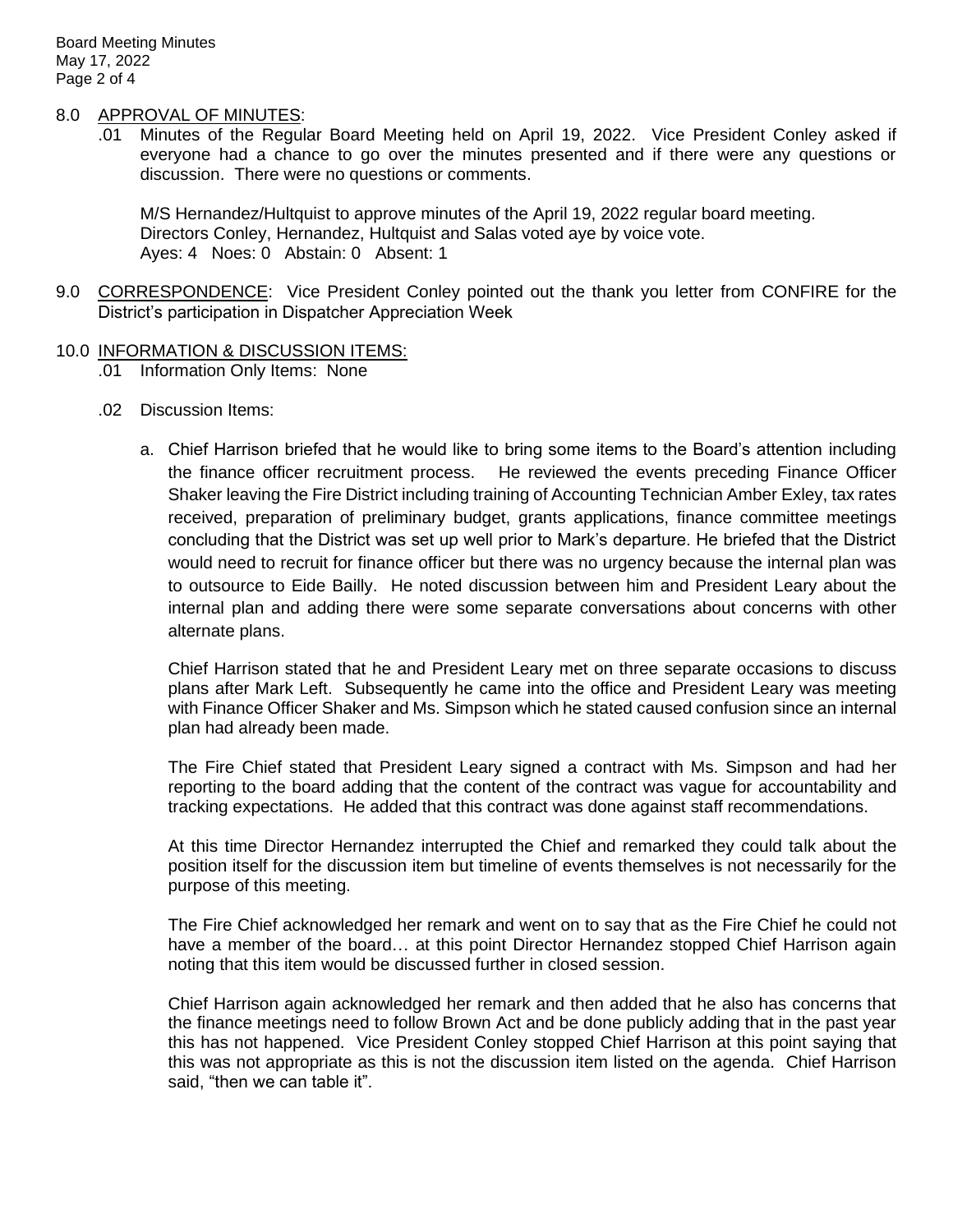8.0 <u>APPROVAL OF MINUTES</u>:

.01 Minutes of the Regular Board Meeting held on April 19, 2022. Vice President Conley asked if everyone had a chance to go over the minutes presented and if there were any questions or discussion. There were no questions or comments.

M/S Hernandez/Hultquist to approve minutes of the April 19, 2022 regular board meeting.
Directors Conley, Hernandez, Hultquist and Salas voted aye by voice vote.
Ayes: 4 Noes: 0 Abstain: 0 Absent: 1

9.0 <u>CORRESPONDENCE</u>: Vice President Conley pointed out the thank you letter from CONFIRE for the District's participation in Dispatcher Appreciation Week

10.0 <u>INFORMATION & DISCUSSION ITEMS:</u>

.01 Information Only Items: None

.02 Discussion Items:

a. Chief Harrison briefed that he would like to bring some items to the Board's attention including the finance officer recruitment process. He reviewed the events preceding Finance Officer Shaker leaving the Fire District including training of Accounting Technician Amber Exley, tax rates received, preparation of preliminary budget, grants applications, finance committee meetings concluding that the District was set up well prior to Mark's departure. He briefed that the District would need to recruit for finance officer but there was no urgency because the internal plan was to outsource to Eide Bailly. He noted discussion between him and President Leary about the internal plan and adding there were some separate conversations about concerns with other alternate plans.

Chief Harrison stated that he and President Leary met on three separate occasions to discuss plans after Mark Left. Subsequently he came into the office and President Leary was meeting with Finance Officer Shaker and Ms. Simpson which he stated caused confusion since an internal plan had already been made.

The Fire Chief stated that President Leary signed a contract with Ms. Simpson and had her reporting to the board adding that the content of the contract was vague for accountability and tracking expectations. He added that this contract was done against staff recommendations.

At this time Director Hernandez interrupted the Chief and remarked they could talk about the position itself for the discussion item but timeline of events themselves is not necessarily for the purpose of this meeting.

The Fire Chief acknowledged her remark and went on to say that as the Fire Chief he could not have a member of the board… at this point Director Hernandez stopped Chief Harrison again noting that this item would be discussed further in closed session.

Chief Harrison again acknowledged her remark and then added that he also has concerns that the finance meetings need to follow Brown Act and be done publicly adding that in the past year this has not happened. Vice President Conley stopped Chief Harrison at this point saying that this was not appropriate as this is not the discussion item listed on the agenda. Chief Harrison said, "then we can table it".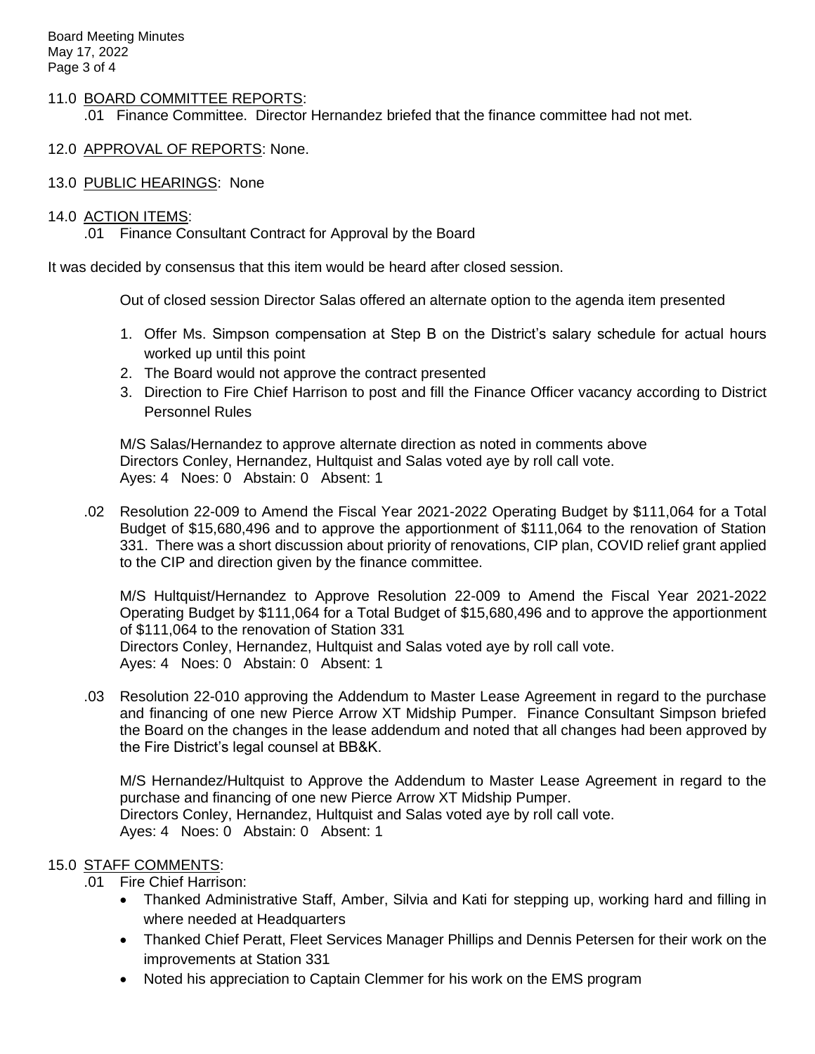## 11.0 BOARD COMMITTEE REPORTS:

.01 Finance Committee. Director Hernandez briefed that the finance committee had not met.

## 12.0 APPROVAL OF REPORTS: None.

## 13.0 PUBLIC HEARINGS: None

## 14.0 ACTION ITEMS:

.01 Finance Consultant Contract for Approval by the Board

It was decided by consensus that this item would be heard after closed session.

Out of closed session Director Salas offered an alternate option to the agenda item presented

1. Offer Ms. Simpson compensation at Step B on the District's salary schedule for actual hours worked up until this point
2. The Board would not approve the contract presented
3. Direction to Fire Chief Harrison to post and fill the Finance Officer vacancy according to District Personnel Rules

M/S Salas/Hernandez to approve alternate direction as noted in comments above
Directors Conley, Hernandez, Hultquist and Salas voted aye by roll call vote.
Ayes: 4 Noes: 0 Abstain: 0 Absent: 1

.02 Resolution 22-009 to Amend the Fiscal Year 2021-2022 Operating Budget by $111,064 for a Total Budget of $15,680,496 and to approve the apportionment of $111,064 to the renovation of Station 331. There was a short discussion about priority of renovations, CIP plan, COVID relief grant applied to the CIP and direction given by the finance committee.

M/S Hultquist/Hernandez to Approve Resolution 22-009 to Amend the Fiscal Year 2021-2022 Operating Budget by $111,064 for a Total Budget of $15,680,496 and to approve the apportionment of $111,064 to the renovation of Station 331
Directors Conley, Hernandez, Hultquist and Salas voted aye by roll call vote.
Ayes: 4 Noes: 0 Abstain: 0 Absent: 1

.03 Resolution 22-010 approving the Addendum to Master Lease Agreement in regard to the purchase and financing of one new Pierce Arrow XT Midship Pumper. Finance Consultant Simpson briefed the Board on the changes in the lease addendum and noted that all changes had been approved by the Fire District's legal counsel at BB&K.

M/S Hernandez/Hultquist to Approve the Addendum to Master Lease Agreement in regard to the purchase and financing of one new Pierce Arrow XT Midship Pumper.
Directors Conley, Hernandez, Hultquist and Salas voted aye by roll call vote.
Ayes: 4 Noes: 0 Abstain: 0 Absent: 1

## 15.0 STAFF COMMENTS:

.01 Fire Chief Harrison:

- Thanked Administrative Staff, Amber, Silvia and Kati for stepping up, working hard and filling in where needed at Headquarters
- Thanked Chief Peratt, Fleet Services Manager Phillips and Dennis Petersen for their work on the improvements at Station 331
- Noted his appreciation to Captain Clemmer for his work on the EMS program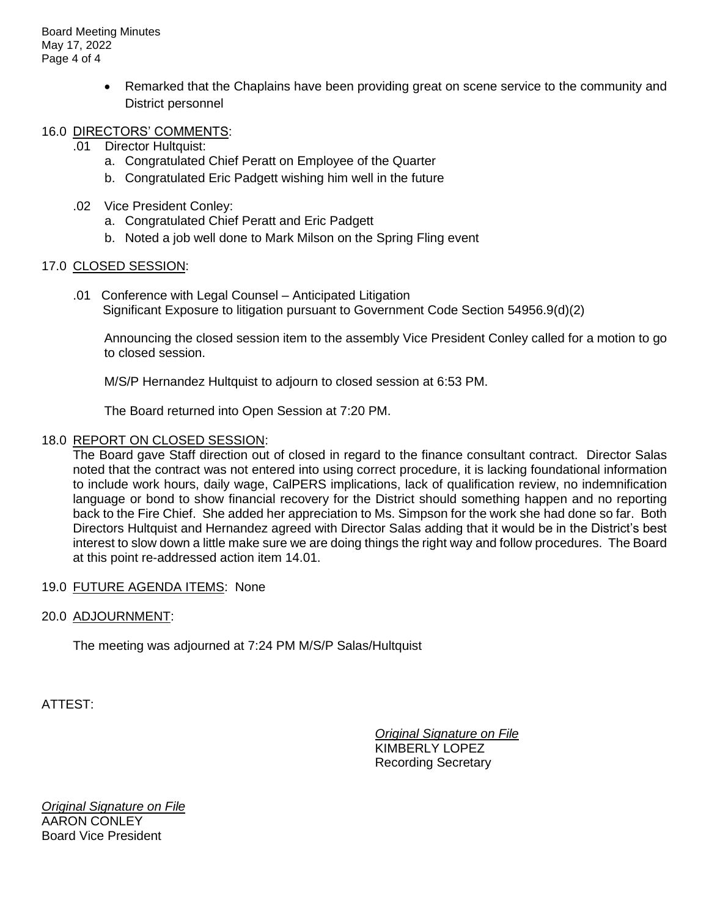- Remarked that the Chaplains have been providing great on scene service to the community and District personnel

16.0 <u>DIRECTORS' COMMENTS</u>:

.01 Director Hultquist:

a. Congratulated Chief Peratt on Employee of the Quarter

b. Congratulated Eric Padgett wishing him well in the future

.02 Vice President Conley:

a. Congratulated Chief Peratt and Eric Padgett

b. Noted a job well done to Mark Milson on the Spring Fling event

17.0 <u>CLOSED SESSION</u>:

.01 Conference with Legal Counsel – Anticipated Litigation
Significant Exposure to litigation pursuant to Government Code Section 54956.9(d)(2)

Announcing the closed session item to the assembly Vice President Conley called for a motion to go to closed session.

M/S/P Hernandez Hultquist to adjourn to closed session at 6:53 PM.

The Board returned into Open Session at 7:20 PM.

18.0 <u>REPORT ON CLOSED SESSION</u>:

The Board gave Staff direction out of closed in regard to the finance consultant contract. Director Salas noted that the contract was not entered into using correct procedure, it is lacking foundational information to include work hours, daily wage, CalPERS implications, lack of qualification review, no indemnification language or bond to show financial recovery for the District should something happen and no reporting back to the Fire Chief. She added her appreciation to Ms. Simpson for the work she had done so far. Both Directors Hultquist and Hernandez agreed with Director Salas adding that it would be in the District's best interest to slow down a little make sure we are doing things the right way and follow procedures. The Board at this point re-addressed action item 14.01.

19.0 <u>FUTURE AGENDA ITEMS</u>: None

20.0 <u>ADJOURNMENT</u>:

The meeting was adjourned at 7:24 PM M/S/P Salas/Hultquist

ATTEST:

*<u>Original Signature on File</u>*
KIMBERLY LOPEZ
Recording Secretary

*<u>Original Signature on File</u>*
AARON CONLEY
Board Vice President